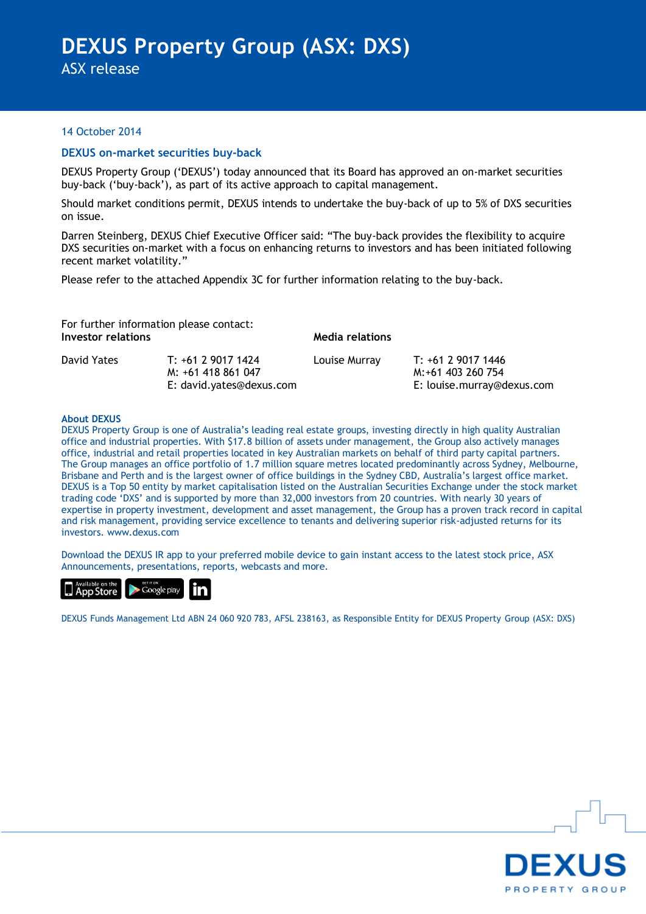# DEXUS Property Group (ASX: DXS)

ASX release

14 October 2014

## DEXUS on-market securities buy-back

DEXUS Property Group ('DEXUS') today announced that its Board has approved an on-market securities buy-back ('buy-back'), as part of its active approach to capital management.

Should market conditions permit, DEXUS intends to undertake the buy-back of up to 5% of DXS securities on issue.

Darren Steinberg, DEXUS Chief Executive Officer said: "The buy-back provides the flexibility to acquire DXS securities on-market with a focus on enhancing returns to investors and has been initiated following recent market volatility."

Please refer to the attached Appendix 3C for further information relating to the buy-back.

For further information please contact:

**Investor relations**

David Yates
T: +61 2 9017 1424
M: +61 418 861 047
E: david.yates@dexus.com

**Media relations**

Louise Murray
T: +61 2 9017 1446
M:+61 403 260 754
E: louise.murray@dexus.com

### About DEXUS

DEXUS Property Group is one of Australia's leading real estate groups, investing directly in high quality Australian office and industrial properties. With $17.8 billion of assets under management, the Group also actively manages office, industrial and retail properties located in key Australian markets on behalf of third party capital partners. The Group manages an office portfolio of 1.7 million square metres located predominantly across Sydney, Melbourne, Brisbane and Perth and is the largest owner of office buildings in the Sydney CBD, Australia's largest office market. DEXUS is a Top 50 entity by market capitalisation listed on the Australian Securities Exchange under the stock market trading code 'DXS' and is supported by more than 32,000 investors from 20 countries. With nearly 30 years of expertise in property investment, development and asset management, the Group has a proven track record in capital and risk management, providing service excellence to tenants and delivering superior risk-adjusted returns for its investors. www.dexus.com

Download the DEXUS IR app to your preferred mobile device to gain instant access to the latest stock price, ASX Announcements, presentations, reports, webcasts and more.

DEXUS Funds Management Ltd ABN 24 060 920 783, AFSL 238163, as Responsible Entity for DEXUS Property Group (ASX: DXS)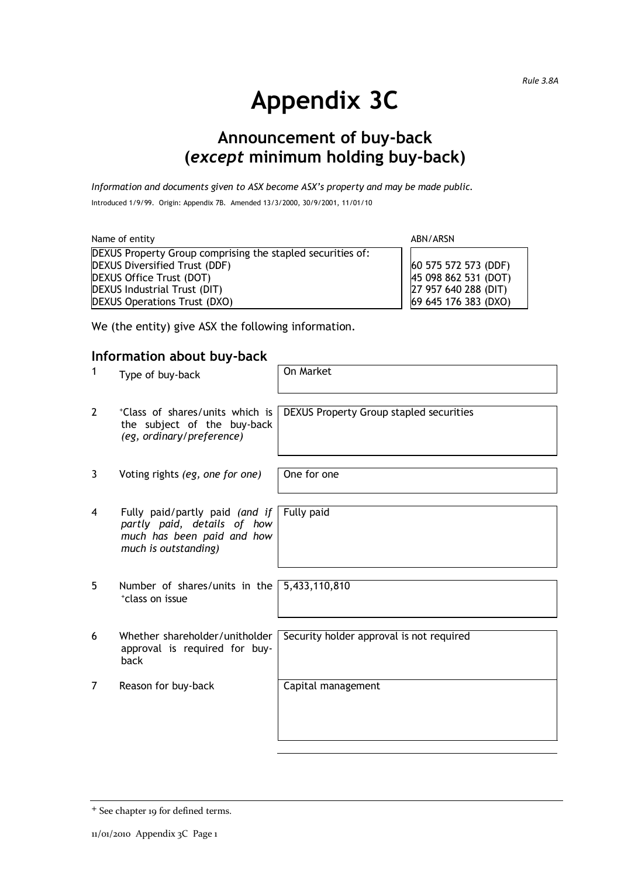*Rule 3.8A*

# Appendix 3C

## Announcement of buy-back (*except* minimum holding buy-back)

*Information and documents given to ASX become ASX's property and may be made public.*

Introduced 1/9/99. Origin: Appendix 7B. Amended 13/3/2000, 30/9/2001, 11/01/10

| Name of entity | ABN/ARSN |
|---|---|
| DEXUS Property Group comprising the stapled securities of: | |
| DEXUS Diversified Trust (DDF) | 60 575 572 573 (DDF) |
| DEXUS Office Trust (DOT) | 45 098 862 531 (DOT) |
| DEXUS Industrial Trust (DIT) | 27 957 640 288 (DIT) |
| DEXUS Operations Trust (DXO) | 69 645 176 383 (DXO) |

We (the entity) give ASX the following information.

### Information about buy-back

| | | |
|---|---|---|
| 1 | Type of buy-back | On Market |
| 2 | +Class of shares/units which is the subject of the buy-back *(eg, ordinary/preference)* | DEXUS Property Group stapled securities |
| 3 | Voting rights *(eg, one for one)* | One for one |
| 4 | Fully paid/partly paid *(and if partly paid, details of how much has been paid and how much is outstanding)* | Fully paid |
| 5 | Number of shares/units in the +class on issue | 5,433,110,810 |
| 6 | Whether shareholder/unitholder approval is required for buy-back | Security holder approval is not required |
| 7 | Reason for buy-back | Capital management |

+ See chapter 19 for defined terms.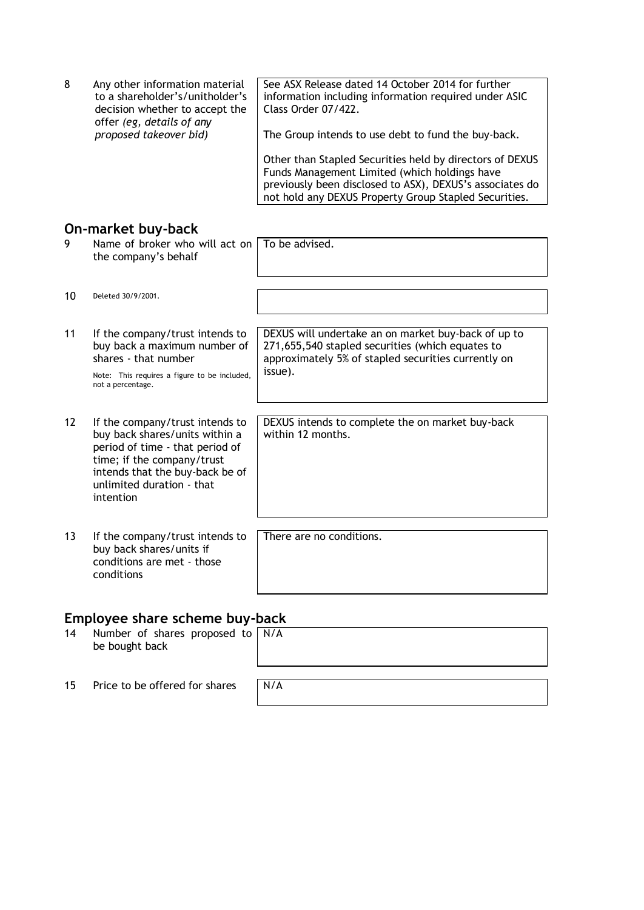| | | |
|---|---|---|
| 8 | Any other information material to a shareholder's/unitholder's decision whether to accept the offer *(eg, details of any proposed takeover bid)* | See ASX Release dated 14 October 2014 for further information including information required under ASIC Class Order 07/422.<br><br>The Group intends to use debt to fund the buy-back.<br><br>Other than Stapled Securities held by directors of DEXUS Funds Management Limited (which holdings have previously been disclosed to ASX), DEXUS's associates do not hold any DEXUS Property Group Stapled Securities. |

## On-market buy-back

| | | |
|---|---|---|
| 9 | Name of broker who will act on the company's behalf | To be advised. |
| 10 | Deleted 30/9/2001. | |
| 11 | If the company/trust intends to buy back a maximum number of shares - that number<br><br>Note: This requires a figure to be included, not a percentage. | DEXUS will undertake an on market buy-back of up to 271,655,540 stapled securities (which equates to approximately 5% of stapled securities currently on issue). |
| 12 | If the company/trust intends to buy back shares/units within a period of time - that period of time; if the company/trust intends that the buy-back be of unlimited duration - that intention | DEXUS intends to complete the on market buy-back within 12 months. |
| 13 | If the company/trust intends to buy back shares/units if conditions are met - those conditions | There are no conditions. |

## Employee share scheme buy-back

| | | |
|---|---|---|
| 14 | Number of shares proposed to be bought back | N/A |
| 15 | Price to be offered for shares | N/A |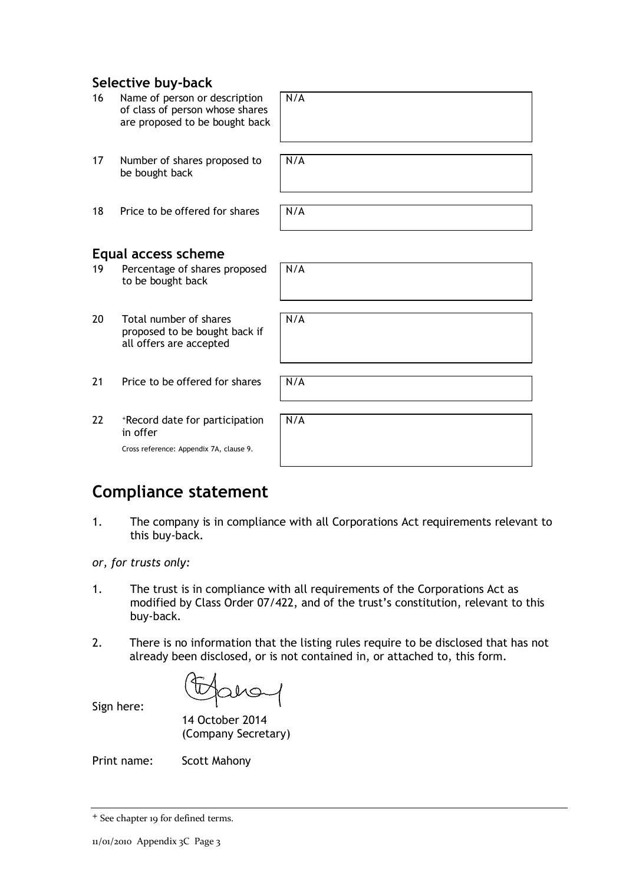## Selective buy-back

| | | |
|---|---|---|
| 16 | Name of person or description of class of person whose shares are proposed to be bought back | N/A |
| 17 | Number of shares proposed to be bought back | N/A |
| 18 | Price to be offered for shares | N/A |

## Equal access scheme

| | | |
|---|---|---|
| 19 | Percentage of shares proposed to be bought back | N/A |
| 20 | Total number of shares proposed to be bought back if all offers are accepted | N/A |
| 21 | Price to be offered for shares | N/A |
| 22 | +Record date for participation in offer<br>Cross reference: Appendix 7A, clause 9. | N/A |

# Compliance statement

1. The company is in compliance with all Corporations Act requirements relevant to this buy-back.

*or, for trusts only:*

1. The trust is in compliance with all requirements of the Corporations Act as modified by Class Order 07/422, and of the trust's constitution, relevant to this buy-back.

2. There is no information that the listing rules require to be disclosed that has not already been disclosed, or is not contained in, or attached to, this form.

Sign here:

14 October 2014
(Company Secretary)

Print name: Scott Mahony

+ See chapter 19 for defined terms.